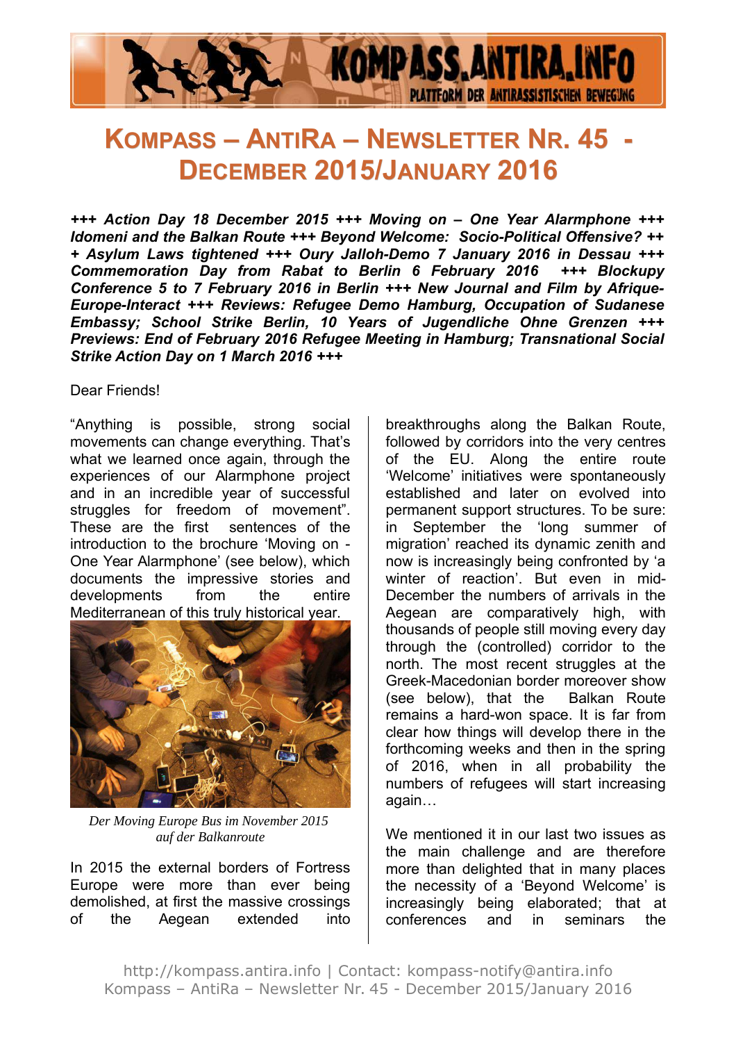# Kompass – AntiRa – Newsletter Nr. 45 - December 2015/January 2016

***+++ Action Day 18 December 2015 +++ Moving on – One Year Alarmphone +++ Idomeni and the Balkan Route +++ Beyond Welcome: Socio-Political Offensive? +++ Asylum Laws tightened +++ Oury Jalloh-Demo 7 January 2016 in Dessau +++ Commemoration Day from Rabat to Berlin 6 February 2016 +++ Blockupy Conference 5 to 7 February 2016 in Berlin +++ New Journal and Film by Afrique-Europe-Interact +++ Reviews: Refugee Demo Hamburg, Occupation of Sudanese Embassy; School Strike Berlin, 10 Years of Jugendliche Ohne Grenzen +++ Previews: End of February 2016 Refugee Meeting in Hamburg; Transnational Social Strike Action Day on 1 March 2016 +++***

Dear Friends!

"Anything is possible, strong social movements can change everything. That's what we learned once again, through the experiences of our Alarmphone project and in an incredible year of successful struggles for freedom of movement". These are the first sentences of the introduction to the brochure 'Moving on - One Year Alarmphone' (see below), which documents the impressive stories and developments from the entire Mediterranean of this truly historical year.

*Der Moving Europe Bus im November 2015 auf der Balkanroute*

In 2015 the external borders of Fortress Europe were more than ever being demolished, at first the massive crossings of the Aegean extended into breakthroughs along the Balkan Route, followed by corridors into the very centres of the EU. Along the entire route 'Welcome' initiatives were spontaneously established and later on evolved into permanent support structures. To be sure: in September the 'long summer of migration' reached its dynamic zenith and now is increasingly being confronted by 'a winter of reaction'. But even in mid-December the numbers of arrivals in the Aegean are comparatively high, with thousands of people still moving every day through the (controlled) corridor to the north. The most recent struggles at the Greek-Macedonian border moreover show (see below), that the Balkan Route remains a hard-won space. It is far from clear how things will develop there in the forthcoming weeks and then in the spring of 2016, when in all probability the numbers of refugees will start increasing again…

We mentioned it in our last two issues as the main challenge and are therefore more than delighted that in many places the necessity of a 'Beyond Welcome' is increasingly being elaborated; that at conferences and in seminars the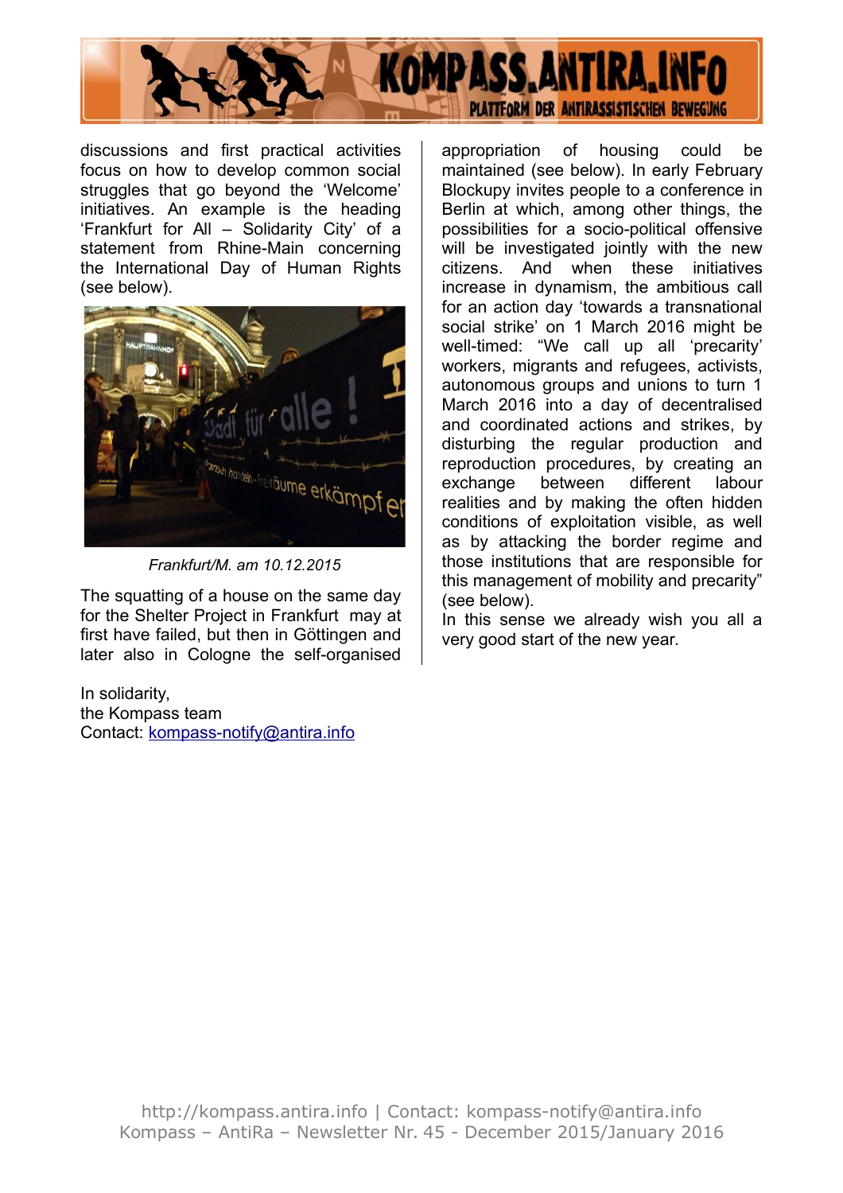discussions and first practical activities focus on how to develop common social struggles that go beyond the 'Welcome' initiatives. An example is the heading 'Frankfurt for All – Solidarity City' of a statement from Rhine-Main concerning the International Day of Human Rights (see below).

*Frankfurt/M. am 10.12.2015*

The squatting of a house on the same day for the Shelter Project in Frankfurt may at first have failed, but then in Göttingen and later also in Cologne the self-organised appropriation of housing could be maintained (see below). In early February Blockupy invites people to a conference in Berlin at which, among other things, the possibilities for a socio-political offensive will be investigated jointly with the new citizens. And when these initiatives increase in dynamism, the ambitious call for an action day 'towards a transnational social strike' on 1 March 2016 might be well-timed: "We call up all 'precarity' workers, migrants and refugees, activists, autonomous groups and unions to turn 1 March 2016 into a day of decentralised and coordinated actions and strikes, by disturbing the regular production and reproduction procedures, by creating an exchange between different labour realities and by making the often hidden conditions of exploitation visible, as well as by attacking the border regime and those institutions that are responsible for this management of mobility and precarity" (see below).

In this sense we already wish you all a very good start of the new year.

In solidarity,
the Kompass team
Contact: kompass-notify@antira.info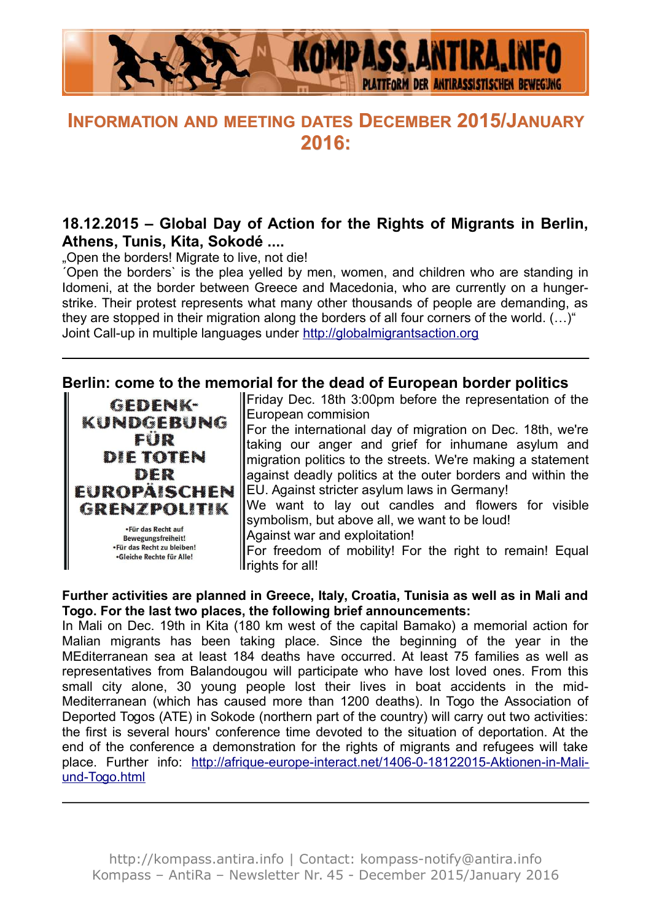# Information and meeting dates December 2015/January 2016:

## 18.12.2015 – Global Day of Action for the Rights of Migrants in Berlin, Athens, Tunis, Kita, Sokodé ....

„Open the borders! Migrate to live, not die!
´Open the borders` is the plea yelled by men, women, and children who are standing in Idomeni, at the border between Greece and Macedonia, who are currently on a hunger-strike. Their protest represents what many other thousands of people are demanding, as they are stopped in their migration along the borders of all four corners of the world. (…)"
Joint Call-up in multiple languages under http://globalmigrantsaction.org

---

## Berlin: come to the memorial for the dead of European border politics

GEDENK-KUNDGEBUNG FÜR DIE TOTEN DER EUROPÄISCHEN GRENZPOLITIK

- Für das Recht auf Bewegungsfreiheit!
- Für das Recht zu bleiben!
- Gleiche Rechte für Alle!

Friday Dec. 18th 3:00pm before the representation of the European commision
For the international day of migration on Dec. 18th, we're taking our anger and grief for inhumane asylum and migration politics to the streets. We're making a statement against deadly politics at the outer borders and within the EU. Against stricter asylum laws in Germany!
We want to lay out candles and flowers for visible symbolism, but above all, we want to be loud!
Against war and exploitation!
For freedom of mobility! For the right to remain! Equal rights for all!

**Further activities are planned in Greece, Italy, Croatia, Tunisia as well as in Mali and Togo. For the last two places, the following brief announcements:**
In Mali on Dec. 19th in Kita (180 km west of the capital Bamako) a memorial action for Malian migrants has been taking place. Since the beginning of the year in the MEditerranean sea at least 184 deaths have occurred. At least 75 families as well as representatives from Balandougou will participate who have lost loved ones. From this small city alone, 30 young people lost their lives in boat accidents in the mid-Mediterranean (which has caused more than 1200 deaths). In Togo the Association of Deported Togos (ATE) in Sokode (northern part of the country) will carry out two activities: the first is several hours' conference time devoted to the situation of deportation. At the end of the conference a demonstration for the rights of migrants and refugees will take place. Further info: http://afrique-europe-interact.net/1406-0-18122015-Aktionen-in-Mali-und-Togo.html

---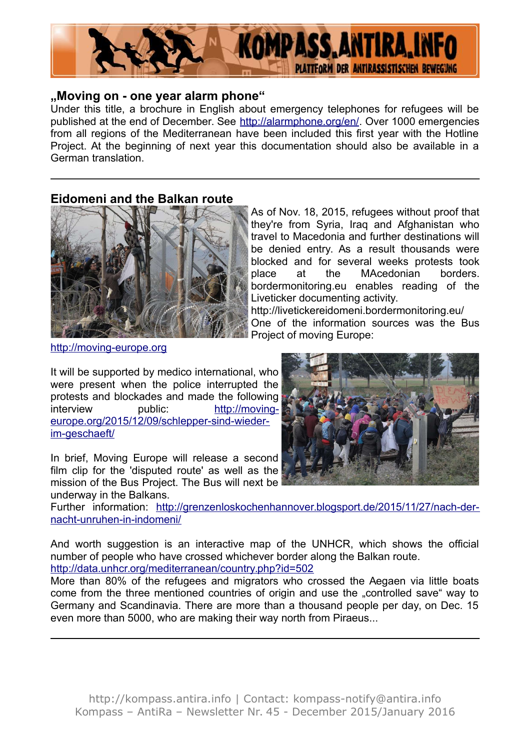## „Moving on - one year alarm phone“

Under this title, a brochure in English about emergency telephones for refugees will be published at the end of December. See http://alarmphone.org/en/. Over 1000 emergencies from all regions of the Mediterranean have been included this first year with the Hotline Project. At the beginning of next year this documentation should also be available in a German translation.

---

## Eidomeni and the Balkan route

As of Nov. 18, 2015, refugees without proof that they're from Syria, Iraq and Afghanistan who travel to Macedonia and further destinations will be denied entry. As a result thousands were blocked and for several weeks protests took place at the MAcedonian borders. bordermonitoring.eu enables reading of the Liveticker documenting activity. http://livetickereidomeni.bordermonitoring.eu/ One of the information sources was the Bus Project of moving Europe: http://moving-europe.org

It will be supported by medico international, who were present when the police interrupted the protests and blockades and made the following interview public: http://moving-europe.org/2015/12/09/schlepper-sind-wieder-im-geschaeft/

In brief, Moving Europe will release a second film clip for the 'disputed route' as well as the mission of the Bus Project. The Bus will next be underway in the Balkans.

Further information: http://grenzenloskochenhannover.blogsport.de/2015/11/27/nach-der-nacht-unruhen-in-indomeni/

And worth suggestion is an interactive map of the UNHCR, which shows the official number of people who have crossed whichever border along the Balkan route. http://data.unhcr.org/mediterranean/country.php?id=502

More than 80% of the refugees and migrators who crossed the Aegaen via little boats come from the three mentioned countries of origin and use the „controlled save“ way to Germany and Scandinavia. There are more than a thousand people per day, on Dec. 15 even more than 5000, who are making their way north from Piraeus...

---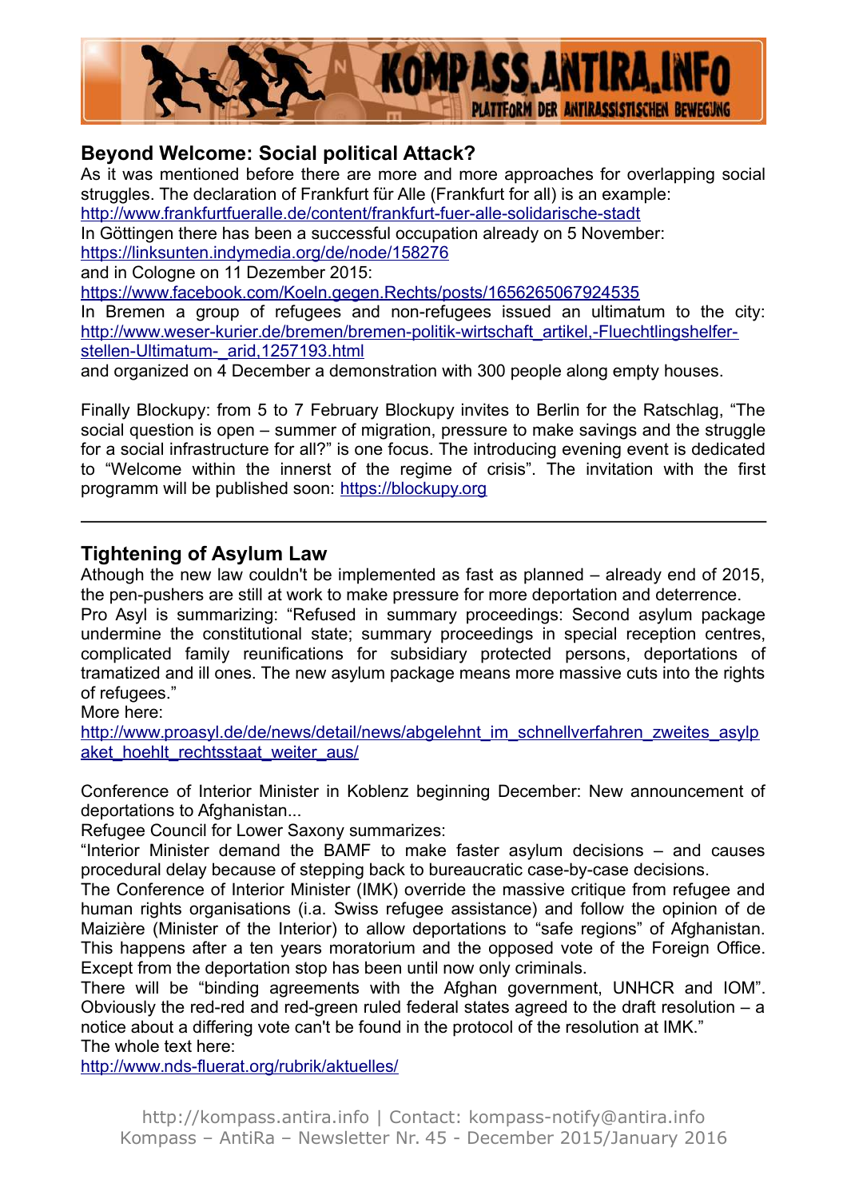## Beyond Welcome: Social political Attack?

As it was mentioned before there are more and more approaches for overlapping social struggles. The declaration of Frankfurt für Alle (Frankfurt for all) is an example: http://www.frankfurtfueralle.de/content/frankfurt-fuer-alle-solidarische-stadt

In Göttingen there has been a successful occupation already on 5 November: https://linksunten.indymedia.org/de/node/158276

and in Cologne on 11 Dezember 2015: https://www.facebook.com/Koeln.gegen.Rechts/posts/1656265067924535

In Bremen a group of refugees and non-refugees issued an ultimatum to the city: http://www.weser-kurier.de/bremen/bremen-politik-wirtschaft_artikel,-Fluechtlingshelfer-stellen-Ultimatum-_arid,1257193.html

and organized on 4 December a demonstration with 300 people along empty houses.

Finally Blockupy: from 5 to 7 February Blockupy invites to Berlin for the Ratschlag, "The social question is open – summer of migration, pressure to make savings and the struggle for a social infrastructure for all?" is one focus. The introducing evening event is dedicated to "Welcome within the innerst of the regime of crisis". The invitation with the first programm will be published soon: https://blockupy.org

---

## Tightening of Asylum Law

Athough the new law couldn't be implemented as fast as planned – already end of 2015, the pen-pushers are still at work to make pressure for more deportation and deterrence.

Pro Asyl is summarizing: "Refused in summary proceedings: Second asylum package undermine the constitutional state; summary proceedings in special reception centres, complicated family reunifications for subsidiary protected persons, deportations of tramatized and ill ones. The new asylum package means more massive cuts into the rights of refugees."

More here:
http://www.proasyl.de/de/news/detail/news/abgelehnt_im_schnellverfahren_zweites_asylpaket_hoehlt_rechtsstaat_weiter_aus/

Conference of Interior Minister in Koblenz beginning December: New announcement of deportations to Afghanistan...

Refugee Council for Lower Saxony summarizes:

"Interior Minister demand the BAMF to make faster asylum decisions – and causes procedural delay because of stepping back to bureaucratic case-by-case decisions.

The Conference of Interior Minister (IMK) override the massive critique from refugee and human rights organisations (i.a. Swiss refugee assistance) and follow the opinion of de Maizière (Minister of the Interior) to allow deportations to "safe regions" of Afghanistan. This happens after a ten years moratorium and the opposed vote of the Foreign Office. Except from the deportation stop has been until now only criminals.

There will be "binding agreements with the Afghan government, UNHCR and IOM". Obviously the red-red and red-green ruled federal states agreed to the draft resolution – a notice about a differing vote can't be found in the protocol of the resolution at IMK."

The whole text here:
http://www.nds-fluerat.org/rubrik/aktuelles/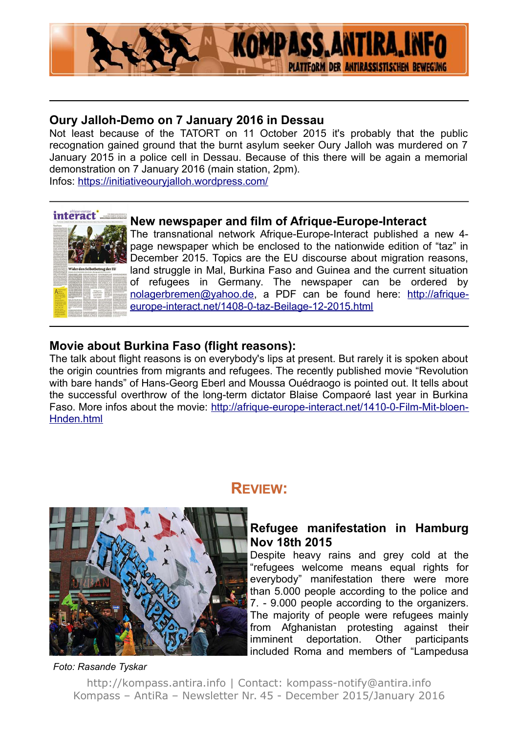## Oury Jalloh-Demo on 7 January 2016 in Dessau

Not least because of the TATORT on 11 October 2015 it's probably that the public recognation gained ground that the burnt asylum seeker Oury Jalloh was murdered on 7 January 2015 in a police cell in Dessau. Because of this there will be again a memorial demonstration on 7 January 2016 (main station, 2pm).
Infos: https://initiativeouryjalloh.wordpress.com/

---

## New newspaper and film of Afrique-Europe-Interact

The transnational network Afrique-Europe-Interact published a new 4-page newspaper which be enclosed to the nationwide edition of "taz" in December 2015. Topics are the EU discourse about migration reasons, land struggle in Mal, Burkina Faso and Guinea and the current situation of refugees in Germany. The newspaper can be ordered by nolagerbremen@yahoo.de, a PDF can be found here: http://afrique-europe-interact.net/1408-0-taz-Beilage-12-2015.html

---

## Movie about Burkina Faso (flight reasons):

The talk about flight reasons is on everybody's lips at present. But rarely it is spoken about the origin countries from migrants and refugees. The recently published movie "Revolution with bare hands" of Hans-Georg Eberl and Moussa Ouédraogo is pointed out. It tells about the successful overthrow of the long-term dictator Blaise Compaoré last year in Burkina Faso. More infos about the movie: http://afrique-europe-interact.net/1410-0-Film-Mit-bloen-Hnden.html

# REVIEW:

## Refugee manifestation in Hamburg Nov 18th 2015

Despite heavy rains and grey cold at the "refugees welcome means equal rights for everybody" manifestation there were more than 5.000 people according to the police and 7. - 9.000 people according to the organizers. The majority of people were refugees mainly from Afghanistan protesting against their imminent deportation. Other participants included Roma and members of "Lampedusa

*Foto: Rasande Tyskar*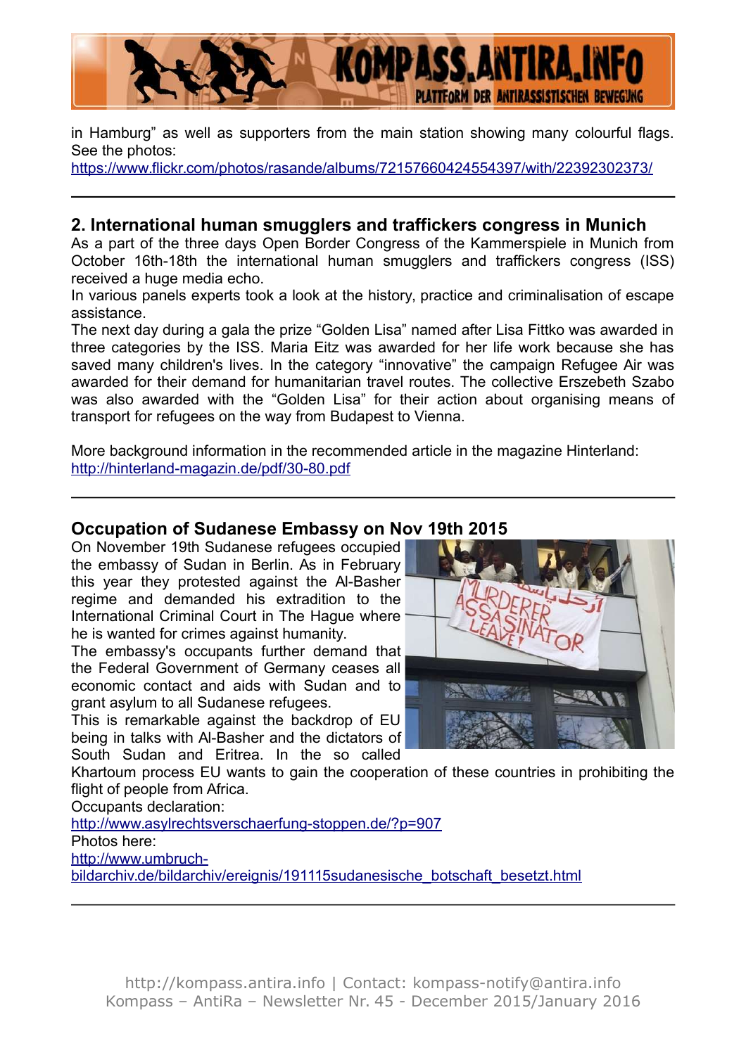in Hamburg” as well as supporters from the main station showing many colourful flags. See the photos:
https://www.flickr.com/photos/rasande/albums/72157660424554397/with/22392302373/

---

## 2. International human smugglers and traffickers congress in Munich

As a part of the three days Open Border Congress of the Kammerspiele in Munich from October 16th-18th the international human smugglers and traffickers congress (ISS) received a huge media echo.

In various panels experts took a look at the history, practice and criminalisation of escape assistance.

The next day during a gala the prize “Golden Lisa” named after Lisa Fittko was awarded in three categories by the ISS. Maria Eitz was awarded for her life work because she has saved many children's lives. In the category “innovative” the campaign Refugee Air was awarded for their demand for humanitarian travel routes. The collective Erszebeth Szabo was also awarded with the “Golden Lisa” for their action about organising means of transport for refugees on the way from Budapest to Vienna.

More background information in the recommended article in the magazine Hinterland:
http://hinterland-magazin.de/pdf/30-80.pdf

---

## Occupation of Sudanese Embassy on Nov 19th 2015

On November 19th Sudanese refugees occupied the embassy of Sudan in Berlin. As in February this year they protested against the Al-Basher regime and demanded his extradition to the International Criminal Court in The Hague where he is wanted for crimes against humanity.

The embassy's occupants further demand that the Federal Government of Germany ceases all economic contact and aids with Sudan and to grant asylum to all Sudanese refugees.

This is remarkable against the backdrop of EU being in talks with Al-Basher and the dictators of South Sudan and Eritrea. In the so called Khartoum process EU wants to gain the cooperation of these countries in prohibiting the flight of people from Africa.

Occupants declaration:
http://www.asylrechtsverschaerfung-stoppen.de/?p=907

Photos here:
http://www.umbruch-bildarchiv.de/bildarchiv/ereignis/191115sudanesische_botschaft_besetzt.html

---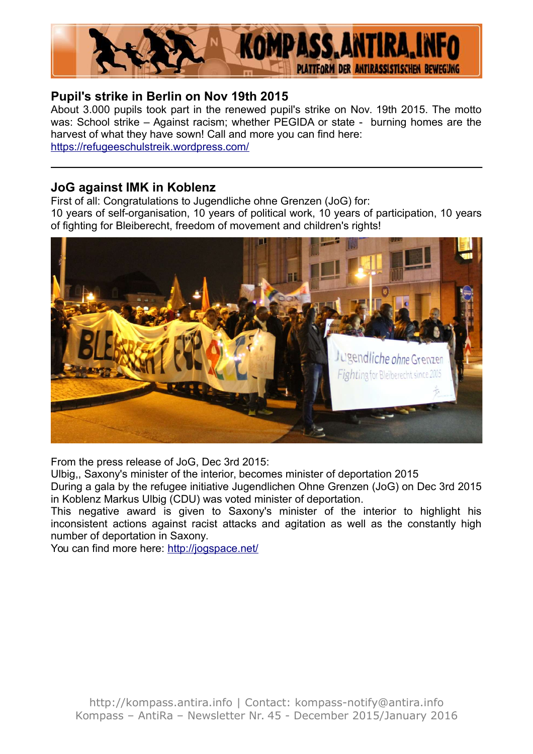## Pupil's strike in Berlin on Nov 19th 2015

About 3.000 pupils took part in the renewed pupil's strike on Nov. 19th 2015. The motto was: School strike – Against racism; whether PEGIDA or state - burning homes are the harvest of what they have sown! Call and more you can find here: https://refugeeschulstreik.wordpress.com/

---

## JoG against IMK in Koblenz

First of all: Congratulations to Jugendliche ohne Grenzen (JoG) for:
10 years of self-organisation, 10 years of political work, 10 years of participation, 10 years of fighting for Bleiberecht, freedom of movement and children's rights!

From the press release of JoG, Dec 3rd 2015:
Ulbig,, Saxony's minister of the interior, becomes minister of deportation 2015
During a gala by the refugee initiative Jugendlichen Ohne Grenzen (JoG) on Dec 3rd 2015 in Koblenz Markus Ulbig (CDU) was voted minister of deportation.
This negative award is given to Saxony's minister of the interior to highlight his inconsistent actions against racist attacks and agitation as well as the constantly high number of deportation in Saxony.
You can find more here: http://jogspace.net/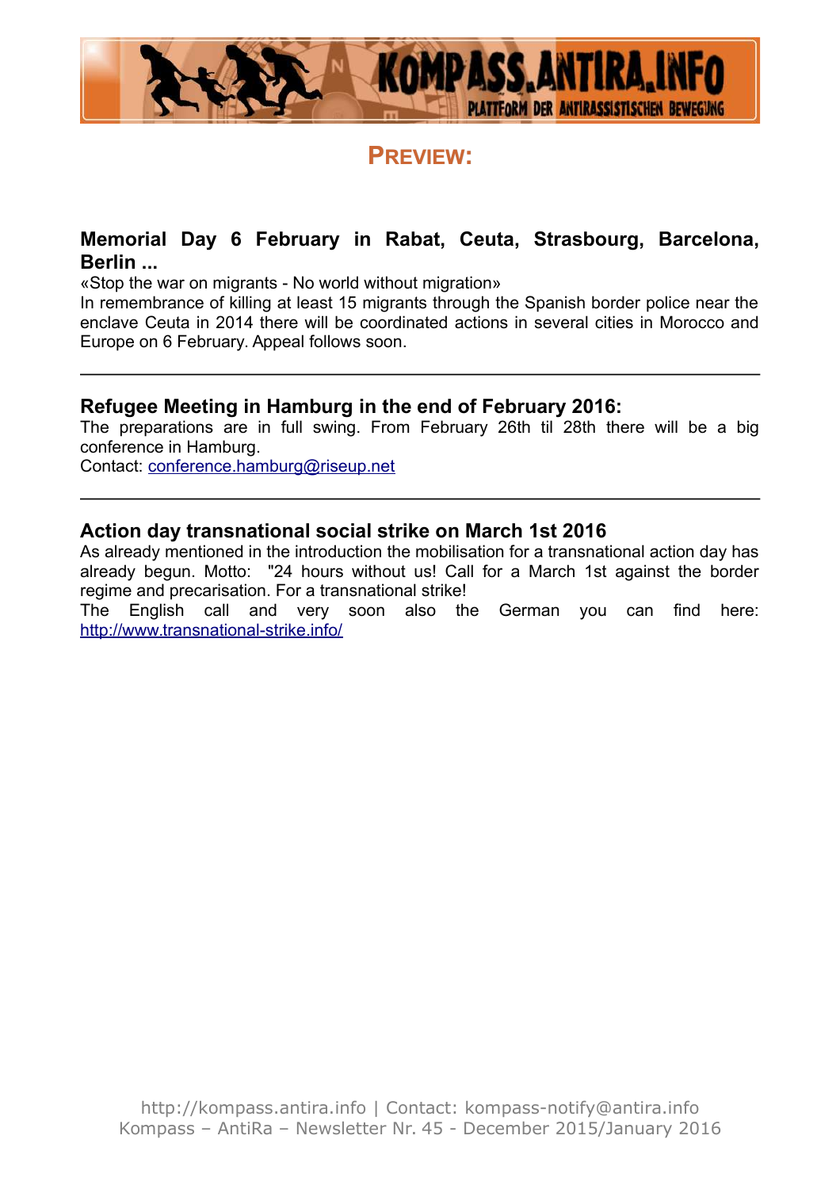## PREVIEW:

### Memorial Day 6 February in Rabat, Ceuta, Strasbourg, Barcelona, Berlin ...

«Stop the war on migrants - No world without migration»
In remembrance of killing at least 15 migrants through the Spanish border police near the enclave Ceuta in 2014 there will be coordinated actions in several cities in Morocco and Europe on 6 February. Appeal follows soon.

---

### Refugee Meeting in Hamburg in the end of February 2016:

The preparations are in full swing. From February 26th til 28th there will be a big conference in Hamburg.
Contact: conference.hamburg@riseup.net

---

### Action day transnational social strike on March 1st 2016

As already mentioned in the introduction the mobilisation for a transnational action day has already begun. Motto: "24 hours without us! Call for a March 1st against the border regime and precarisation. For a transnational strike!
The English call and very soon also the German you can find here: http://www.transnational-strike.info/